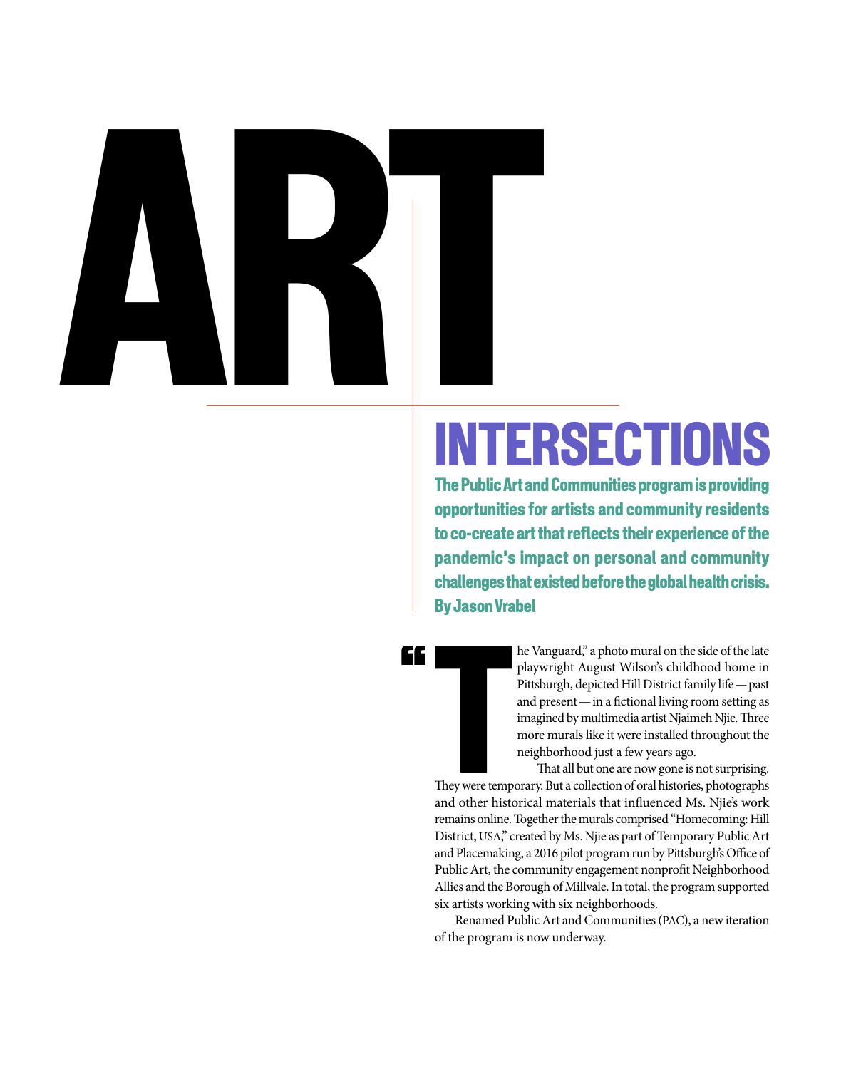# ART INTERSECTIONS

**The Public Art and Communities program is providing opportunities for artists and community residents to co-create art that reflects their experience of the pandemic's impact on personal and community challenges that existed before the global health crisis.**

**By Jason Vrabel**

"The Vanguard," a photo mural on the side of the late playwright August Wilson's childhood home in Pittsburgh, depicted Hill District family life — past and present — in a fictional living room setting as imagined by multimedia artist Njaimeh Njie. Three more murals like it were installed throughout the neighborhood just a few years ago.

That all but one are now gone is not surprising. They were temporary. But a collection of oral histories, photographs and other historical materials that influenced Ms. Njie's work remains online. Together the murals comprised "Homecoming: Hill District, USA," created by Ms. Njie as part of Temporary Public Art and Placemaking, a 2016 pilot program run by Pittsburgh's Office of Public Art, the community engagement nonprofit Neighborhood Allies and the Borough of Millvale. In total, the program supported six artists working with six neighborhoods.

Renamed Public Art and Communities (PAC), a new iteration of the program is now underway.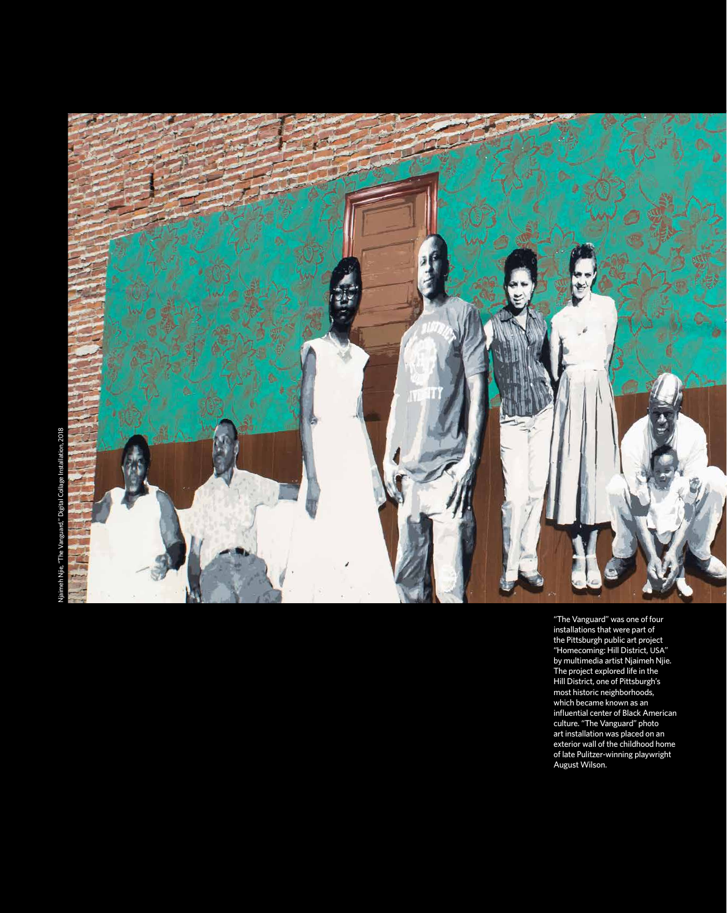Njaimeh Njie, "The Vanguard," Digital Collage Installation, 2018

"The Vanguard" was one of four installations that were part of the Pittsburgh public art project "Homecoming: Hill District, USA" by multimedia artist Njaimeh Njie. The project explored life in the Hill District, one of Pittsburgh's most historic neighborhoods, which became known as an influential center of Black American culture. "The Vanguard" photo art installation was placed on an exterior wall of the childhood home of late Pulitzer-winning playwright August Wilson.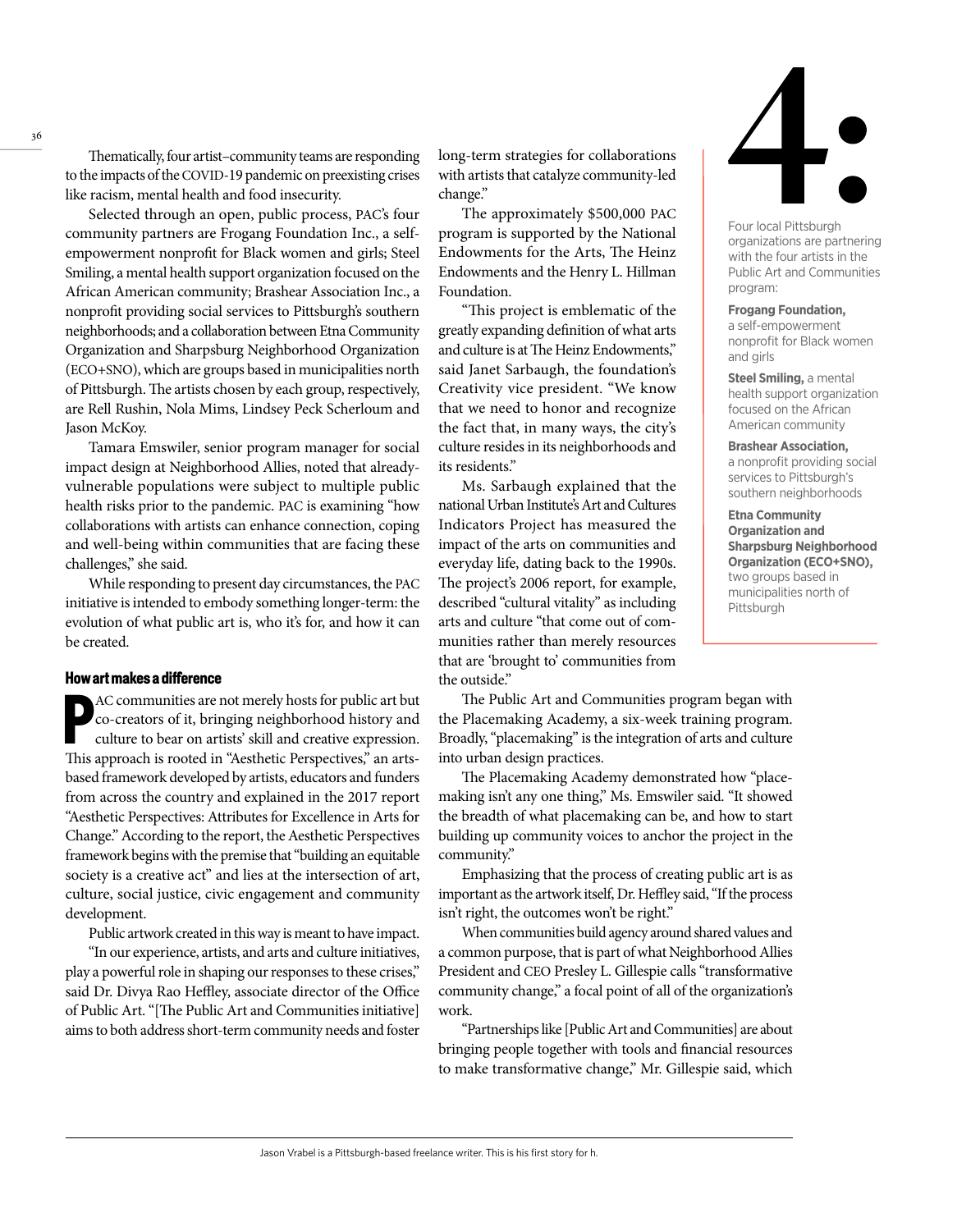Thematically, four artist–community teams are responding to the impacts of the COVID-19 pandemic on preexisting crises like racism, mental health and food insecurity.

Selected through an open, public process, PAC's four community partners are Frogang Foundation Inc., a self-empowerment nonprofit for Black women and girls; Steel Smiling, a mental health support organization focused on the African American community; Brashear Association Inc., a nonprofit providing social services to Pittsburgh's southern neighborhoods; and a collaboration between Etna Community Organization and Sharpsburg Neighborhood Organization (ECO+SNO), which are groups based in municipalities north of Pittsburgh. The artists chosen by each group, respectively, are Rell Rushin, Nola Mims, Lindsey Peck Scherloum and Jason McKoy.

Tamara Emswiler, senior program manager for social impact design at Neighborhood Allies, noted that already-vulnerable populations were subject to multiple public health risks prior to the pandemic. PAC is examining "how collaborations with artists can enhance connection, coping and well-being within communities that are facing these challenges," she said.

While responding to present day circumstances, the PAC initiative is intended to embody something longer-term: the evolution of what public art is, who it's for, and how it can be created.

### How art makes a difference

PAC communities are not merely hosts for public art but co-creators of it, bringing neighborhood history and culture to bear on artists' skill and creative expression. This approach is rooted in "Aesthetic Perspectives," an arts-based framework developed by artists, educators and funders from across the country and explained in the 2017 report "Aesthetic Perspectives: Attributes for Excellence in Arts for Change." According to the report, the Aesthetic Perspectives framework begins with the premise that "building an equitable society is a creative act" and lies at the intersection of art, culture, social justice, civic engagement and community development.

Public artwork created in this way is meant to have impact.

"In our experience, artists, and arts and culture initiatives, play a powerful role in shaping our responses to these crises," said Dr. Divya Rao Heffley, associate director of the Office of Public Art. "[The Public Art and Communities initiative] aims to both address short-term community needs and foster long-term strategies for collaborations with artists that catalyze community-led change."

The approximately $500,000 PAC program is supported by the National Endowments for the Arts, The Heinz Endowments and the Henry L. Hillman Foundation.

"This project is emblematic of the greatly expanding definition of what arts and culture is at The Heinz Endowments," said Janet Sarbaugh, the foundation's Creativity vice president. "We know that we need to honor and recognize the fact that, in many ways, the city's culture resides in its neighborhoods and its residents."

Ms. Sarbaugh explained that the national Urban Institute's Art and Cultures Indicators Project has measured the impact of the arts on communities and everyday life, dating back to the 1990s. The project's 2006 report, for example, described "cultural vitality" as including arts and culture "that come out of communities rather than merely resources that are 'brought to' communities from the outside."

The Public Art and Communities program began with the Placemaking Academy, a six-week training program. Broadly, "placemaking" is the integration of arts and culture into urban design practices.

The Placemaking Academy demonstrated how "placemaking isn't any one thing," Ms. Emswiler said. "It showed the breadth of what placemaking can be, and how to start building up community voices to anchor the project in the community."

Emphasizing that the process of creating public art is as important as the artwork itself, Dr. Heffley said, "If the process isn't right, the outcomes won't be right."

When communities build agency around shared values and a common purpose, that is part of what Neighborhood Allies President and CEO Presley L. Gillespie calls "transformative community change," a focal point of all of the organization's work.

"Partnerships like [Public Art and Communities] are about bringing people together with tools and financial resources to make transformative change," Mr. Gillespie said, which

**4:**

Four local Pittsburgh organizations are partnering with the four artists in the Public Art and Communities program:

**Frogang Foundation,** a self-empowerment nonprofit for Black women and girls

**Steel Smiling,** a mental health support organization focused on the African American community

**Brashear Association,** a nonprofit providing social services to Pittsburgh's southern neighborhoods

**Etna Community Organization and Sharpsburg Neighborhood Organization (ECO+SNO),** two groups based in municipalities north of Pittsburgh

Jason Vrabel is a Pittsburgh-based freelance writer. This is his first story for h.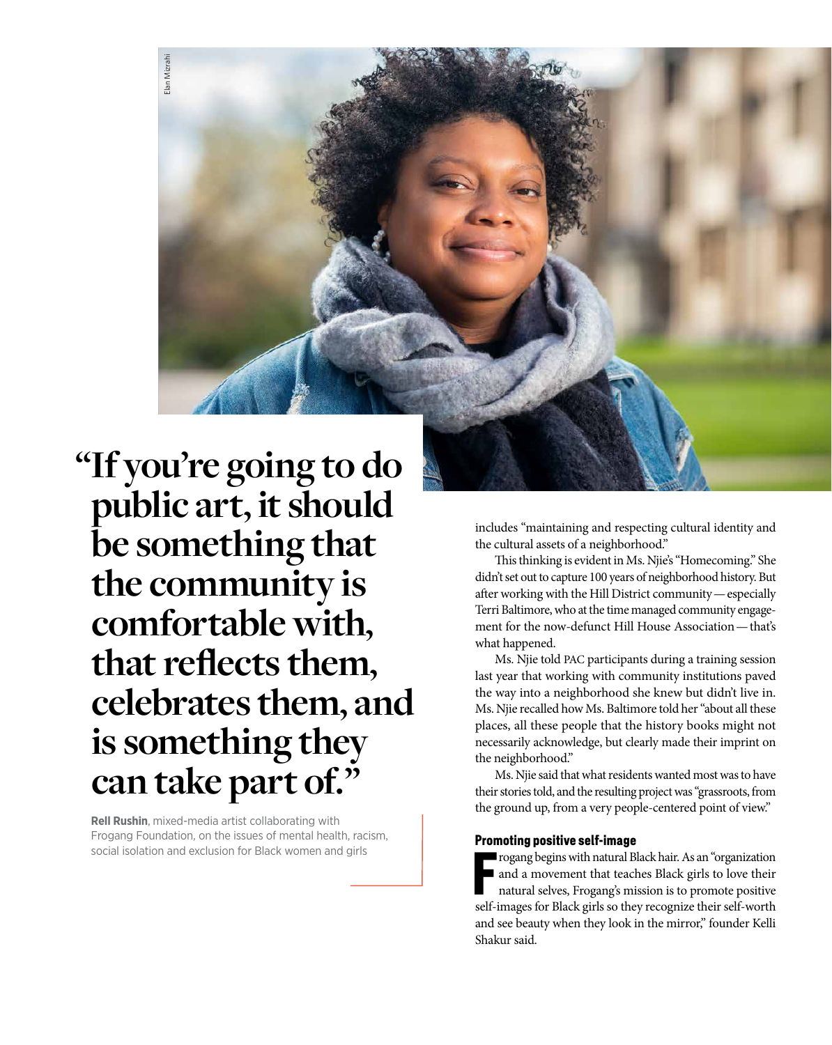> "If you're going to do public art, it should be something that the community is comfortable with, that reflects them, celebrates them, and is something they can take part of."

**Rell Rushin**, mixed-media artist collaborating with Frogang Foundation, on the issues of mental health, racism, social isolation and exclusion for Black women and girls

includes "maintaining and respecting cultural identity and the cultural assets of a neighborhood."

This thinking is evident in Ms. Njie's "Homecoming." She didn't set out to capture 100 years of neighborhood history. But after working with the Hill District community — especially Terri Baltimore, who at the time managed community engagement for the now-defunct Hill House Association — that's what happened.

Ms. Njie told PAC participants during a training session last year that working with community institutions paved the way into a neighborhood she knew but didn't live in. Ms. Njie recalled how Ms. Baltimore told her "about all these places, all these people that the history books might not necessarily acknowledge, but clearly made their imprint on the neighborhood."

Ms. Njie said that what residents wanted most was to have their stories told, and the resulting project was "grassroots, from the ground up, from a very people-centered point of view."

#### Promoting positive self-image

Frogang begins with natural Black hair. As an "organization and a movement that teaches Black girls to love their natural selves, Frogang's mission is to promote positive self-images for Black girls so they recognize their self-worth and see beauty when they look in the mirror," founder Kelli Shakur said.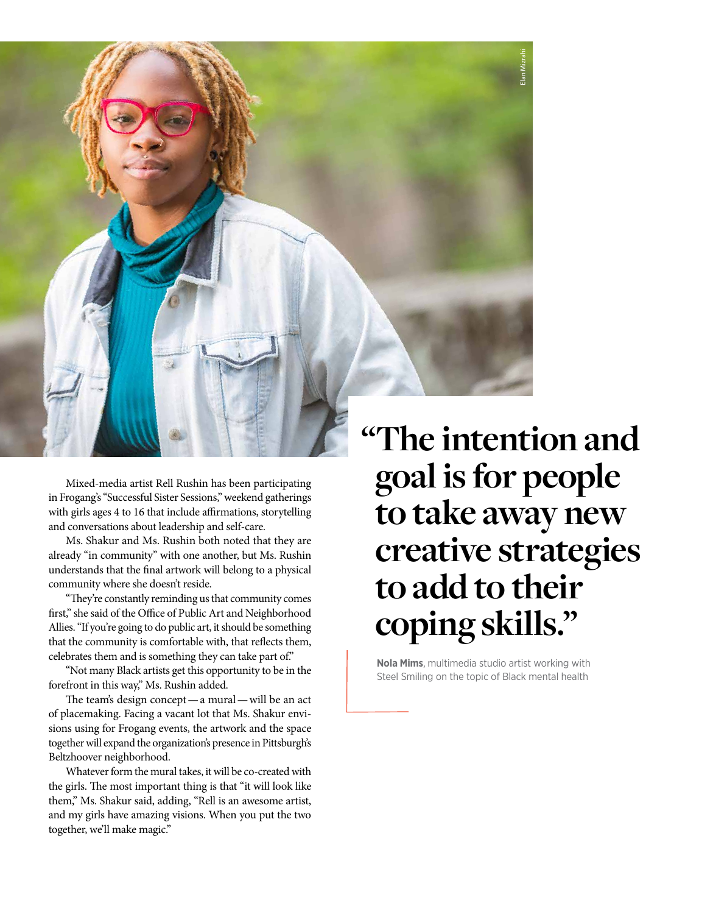Elan Mizrahi

Mixed-media artist Rell Rushin has been participating in Frogang's "Successful Sister Sessions," weekend gatherings with girls ages 4 to 16 that include affirmations, storytelling and conversations about leadership and self-care.

Ms. Shakur and Ms. Rushin both noted that they are already "in community" with one another, but Ms. Rushin understands that the final artwork will belong to a physical community where she doesn't reside.

"They're constantly reminding us that community comes first," she said of the Office of Public Art and Neighborhood Allies. "If you're going to do public art, it should be something that the community is comfortable with, that reflects them, celebrates them and is something they can take part of."

"Not many Black artists get this opportunity to be in the forefront in this way," Ms. Rushin added.

The team's design concept — a mural — will be an act of placemaking. Facing a vacant lot that Ms. Shakur envisions using for Frogang events, the artwork and the space together will expand the organization's presence in Pittsburgh's Beltzhoover neighborhood.

Whatever form the mural takes, it will be co-created with the girls. The most important thing is that "it will look like them," Ms. Shakur said, adding, "Rell is an awesome artist, and my girls have amazing visions. When you put the two together, we'll make magic."

# "The intention and goal is for people to take away new creative strategies to add to their coping skills."

**Nola Mims**, multimedia studio artist working with Steel Smiling on the topic of Black mental health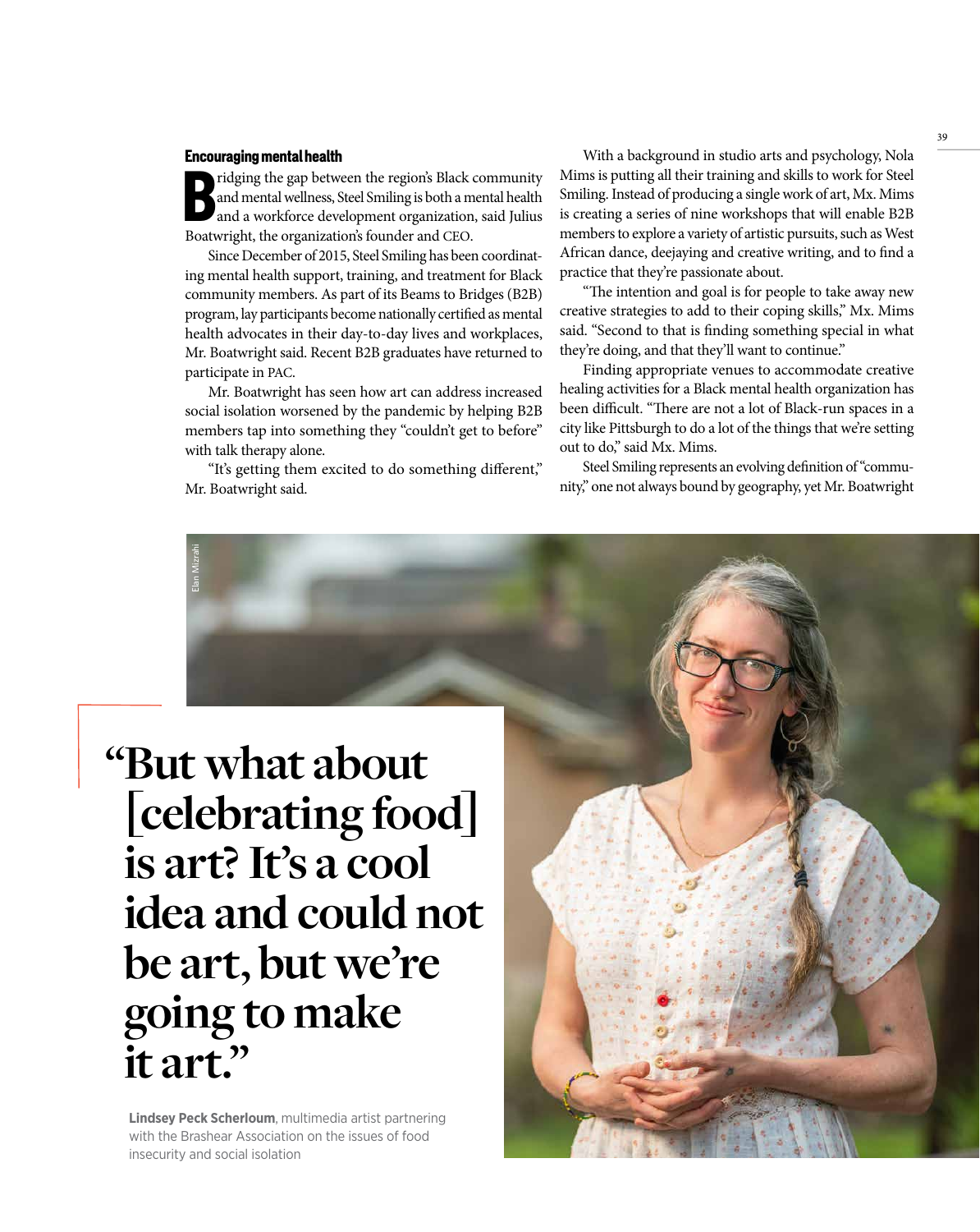### Encouraging mental health

Bridging the gap between the region's Black community and mental wellness, Steel Smiling is both a mental health and a workforce development organization, said Julius Boatwright, the organization's founder and CEO.

Since December of 2015, Steel Smiling has been coordinating mental health support, training, and treatment for Black community members. As part of its Beams to Bridges (B2B) program, lay participants become nationally certified as mental health advocates in their day-to-day lives and workplaces, Mr. Boatwright said. Recent B2B graduates have returned to participate in PAC.

Mr. Boatwright has seen how art can address increased social isolation worsened by the pandemic by helping B2B members tap into something they "couldn't get to before" with talk therapy alone.

"It's getting them excited to do something different," Mr. Boatwright said.

With a background in studio arts and psychology, Nola Mims is putting all their training and skills to work for Steel Smiling. Instead of producing a single work of art, Mx. Mims is creating a series of nine workshops that will enable B2B members to explore a variety of artistic pursuits, such as West African dance, deejaying and creative writing, and to find a practice that they're passionate about.

"The intention and goal is for people to take away new creative strategies to add to their coping skills," Mx. Mims said. "Second to that is finding something special in what they're doing, and that they'll want to continue."

Finding appropriate venues to accommodate creative healing activities for a Black mental health organization has been difficult. "There are not a lot of Black-run spaces in a city like Pittsburgh to do a lot of the things that we're setting out to do," said Mx. Mims.

Steel Smiling represents an evolving definition of "community," one not always bound by geography, yet Mr. Boatwright

Elan Mizrahi

> "But what about [celebrating food] is art? It's a cool idea and could not be art, but we're going to make it art."

**Lindsey Peck Scherloum**, multimedia artist partnering with the Brashear Association on the issues of food insecurity and social isolation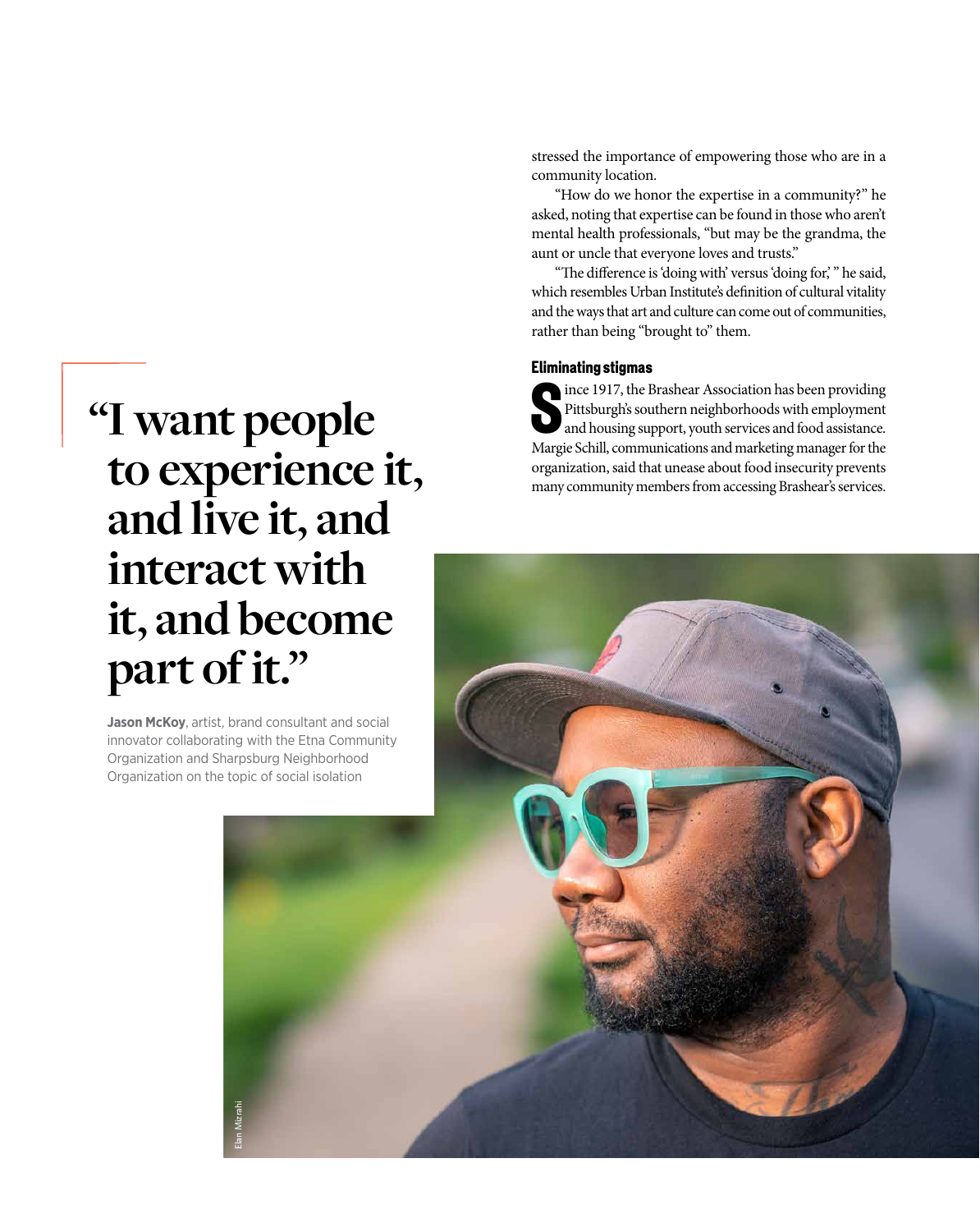stressed the importance of empowering those who are in a community location.

"How do we honor the expertise in a community?" he asked, noting that expertise can be found in those who aren't mental health professionals, "but may be the grandma, the aunt or uncle that everyone loves and trusts."

"The difference is 'doing with' versus 'doing for,' " he said, which resembles Urban Institute's definition of cultural vitality and the ways that art and culture can come out of communities, rather than being "brought to" them.

### Eliminating stigmas

Since 1917, the Brashear Association has been providing Pittsburgh's southern neighborhoods with employment and housing support, youth services and food assistance. Margie Schill, communications and marketing manager for the organization, said that unease about food insecurity prevents many community members from accessing Brashear's services.

## "I want people to experience it, and live it, and interact with it, and become part of it."

**Jason McKoy**, artist, brand consultant and social innovator collaborating with the Etna Community Organization and Sharpsburg Neighborhood Organization on the topic of social isolation

Elan Mizrahi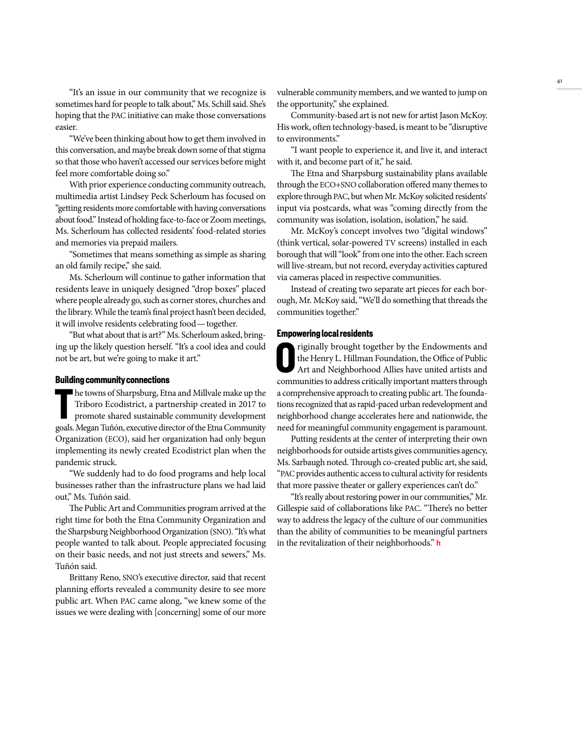"It's an issue in our community that we recognize is sometimes hard for people to talk about," Ms. Schill said. She's hoping that the PAC initiative can make those conversations easier.

"We've been thinking about how to get them involved in this conversation, and maybe break down some of that stigma so that those who haven't accessed our services before might feel more comfortable doing so."

With prior experience conducting community outreach, multimedia artist Lindsey Peck Scherloum has focused on "getting residents more comfortable with having conversations about food." Instead of holding face-to-face or Zoom meetings, Ms. Scherloum has collected residents' food-related stories and memories via prepaid mailers.

"Sometimes that means something as simple as sharing an old family recipe," she said.

Ms. Scherloum will continue to gather information that residents leave in uniquely designed "drop boxes" placed where people already go, such as corner stores, churches and the library. While the team's final project hasn't been decided, it will involve residents celebrating food — together.

"But what about that is art?" Ms. Scherloum asked, bringing up the likely question herself. "It's a cool idea and could not be art, but we're going to make it art."

## Building community connections

The towns of Sharpsburg, Etna and Millvale make up the Triboro Ecodistrict, a partnership created in 2017 to promote shared sustainable community development goals. Megan Tuñón, executive director of the Etna Community Organization (ECO), said her organization had only begun implementing its newly created Ecodistrict plan when the pandemic struck.

"We suddenly had to do food programs and help local businesses rather than the infrastructure plans we had laid out," Ms. Tuñón said.

The Public Art and Communities program arrived at the right time for both the Etna Community Organization and the Sharpsburg Neighborhood Organization (SNO). "It's what people wanted to talk about. People appreciated focusing on their basic needs, and not just streets and sewers," Ms. Tuñón said.

Brittany Reno, SNO's executive director, said that recent planning efforts revealed a community desire to see more public art. When PAC came along, "we knew some of the issues we were dealing with [concerning] some of our more vulnerable community members, and we wanted to jump on the opportunity," she explained.

Community-based art is not new for artist Jason McKoy. His work, often technology-based, is meant to be "disruptive to environments."

"I want people to experience it, and live it, and interact with it, and become part of it," he said.

The Etna and Sharpsburg sustainability plans available through the ECO+SNO collaboration offered many themes to explore through PAC, but when Mr. McKoy solicited residents' input via postcards, what was "coming directly from the community was isolation, isolation, isolation," he said.

Mr. McKoy's concept involves two "digital windows" (think vertical, solar-powered TV screens) installed in each borough that will "look" from one into the other. Each screen will live-stream, but not record, everyday activities captured via cameras placed in respective communities.

Instead of creating two separate art pieces for each borough, Mr. McKoy said, "We'll do something that threads the communities together."

## Empowering local residents

Originally brought together by the Endowments and the Henry L. Hillman Foundation, the Office of Public Art and Neighborhood Allies have united artists and communities to address critically important matters through a comprehensive approach to creating public art. The foundations recognized that as rapid-paced urban redevelopment and neighborhood change accelerates here and nationwide, the need for meaningful community engagement is paramount.

Putting residents at the center of interpreting their own neighborhoods for outside artists gives communities agency, Ms. Sarbaugh noted. Through co-created public art, she said, "PAC provides authentic access to cultural activity for residents that more passive theater or gallery experiences can't do."

"It's really about restoring power in our communities," Mr. Gillespie said of collaborations like PAC. "There's no better way to address the legacy of the culture of our communities than the ability of communities to be meaningful partners in the revitalization of their neighborhoods." h